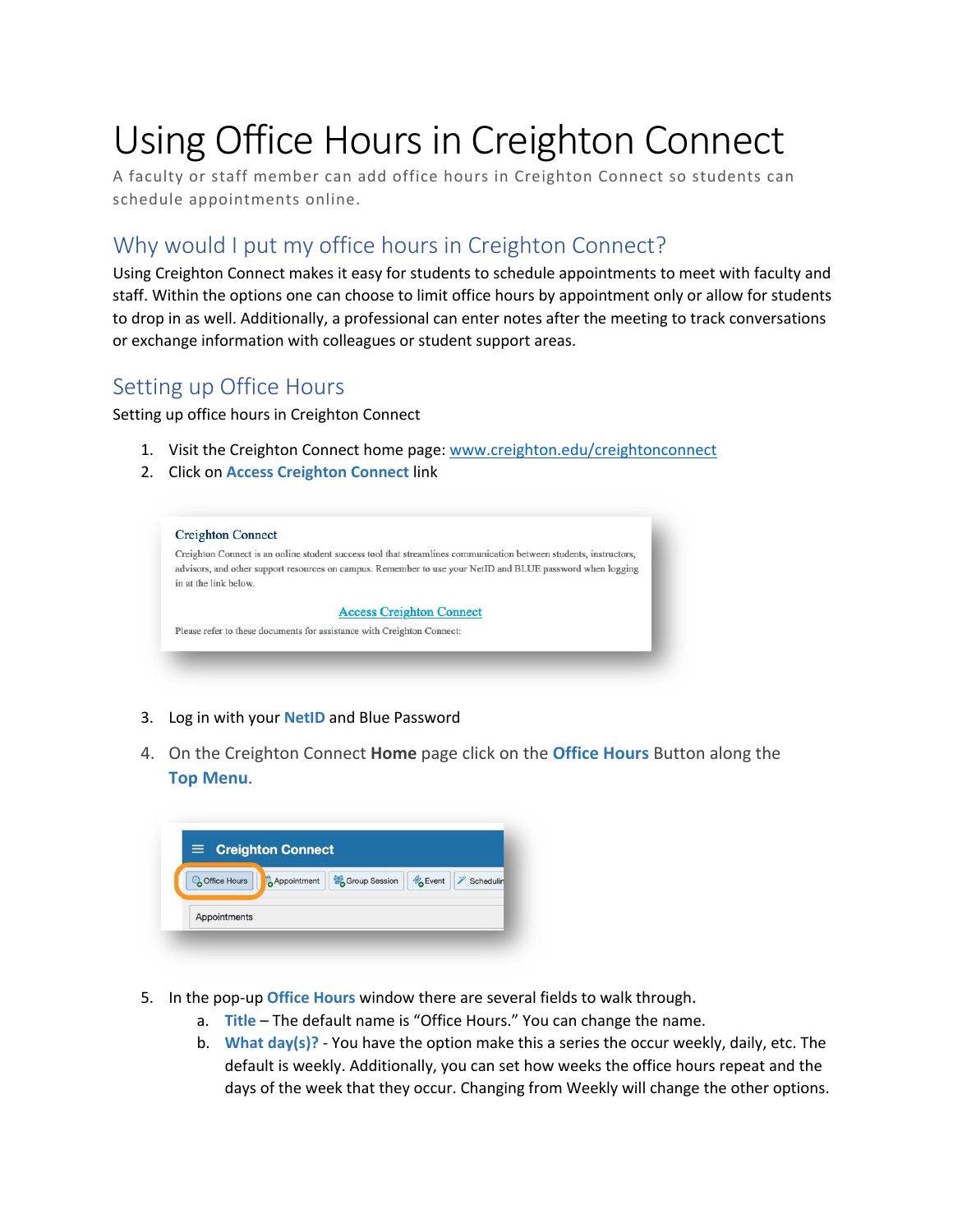# Using Office Hours in Creighton Connect

A faculty or staff member can add office hours in Creighton Connect so students can schedule appointments online.

## Why would I put my office hours in Creighton Connect?

Using Creighton Connect makes it easy for students to schedule appointments to meet with faculty and staff. Within the options one can choose to limit office hours by appointment only or allow for students to drop in as well. Additionally, a professional can enter notes after the meeting to track conversations or exchange information with colleagues or student support areas.

## Setting up Office Hours

Setting up office hours in Creighton Connect

1. Visit the Creighton Connect home page: www.creighton.edu/creightonconnect
2. Click on **Access Creighton Connect** link

3. Log in with your **NetID** and Blue Password
4. On the Creighton Connect **Home** page click on the **Office Hours** Button along the **Top Menu**.

5. In the pop-up **Office Hours** window there are several fields to walk through.
   a. **Title** – The default name is "Office Hours." You can change the name.
   b. **What day(s)?** - You have the option make this a series the occur weekly, daily, etc. The default is weekly. Additionally, you can set how weeks the office hours repeat and the days of the week that they occur. Changing from Weekly will change the other options.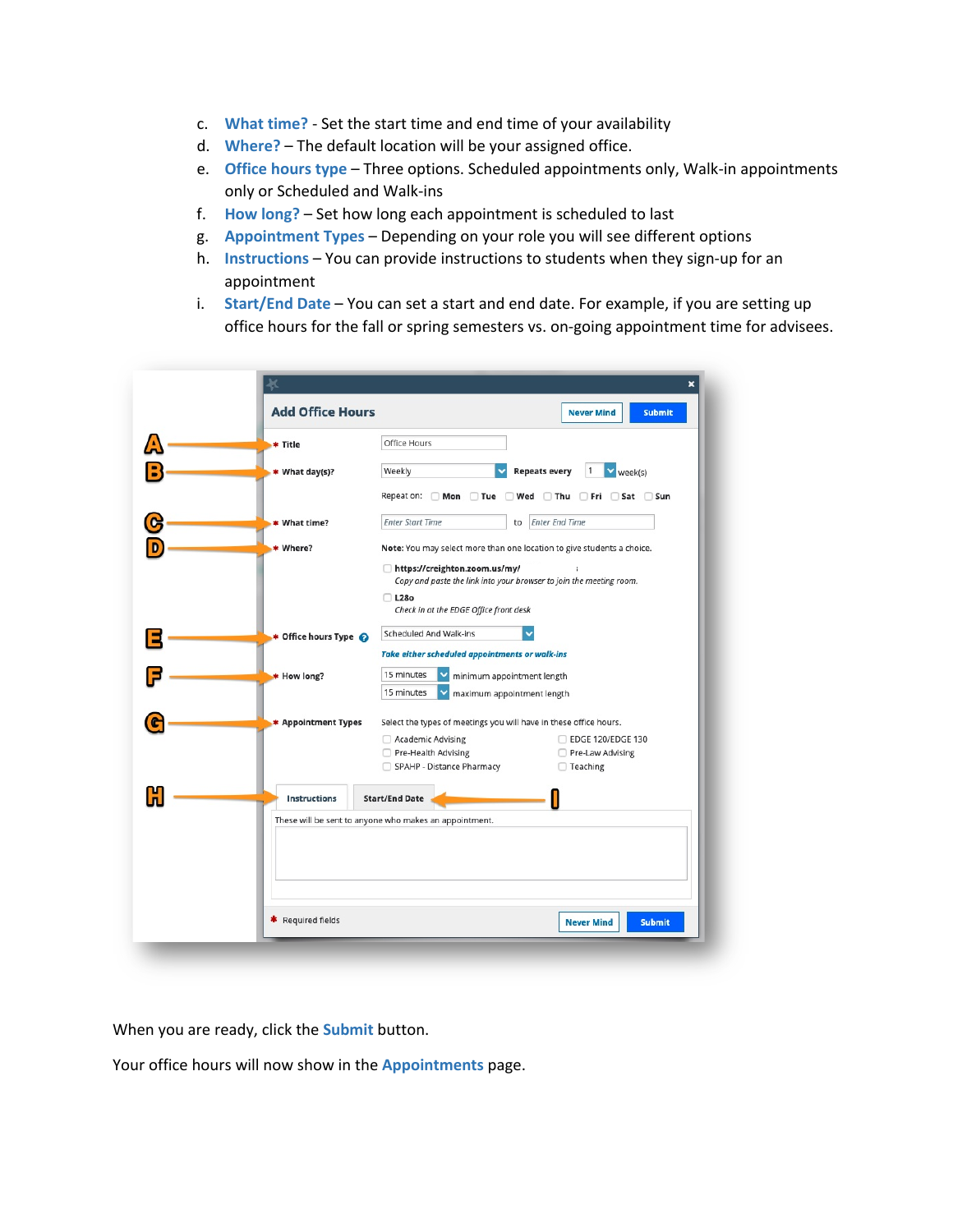c. **What time?** - Set the start time and end time of your availability
d. **Where?** – The default location will be your assigned office.
e. **Office hours type** – Three options. Scheduled appointments only, Walk-in appointments only or Scheduled and Walk-ins
f. **How long?** – Set how long each appointment is scheduled to last
g. **Appointment Types** – Depending on your role you will see different options
h. **Instructions** – You can provide instructions to students when they sign-up for an appointment
i. **Start/End Date** – You can set a start and end date. For example, if you are setting up office hours for the fall or spring semesters vs. on-going appointment time for advisees.

When you are ready, click the **Submit** button.

Your office hours will now show in the **Appointments** page.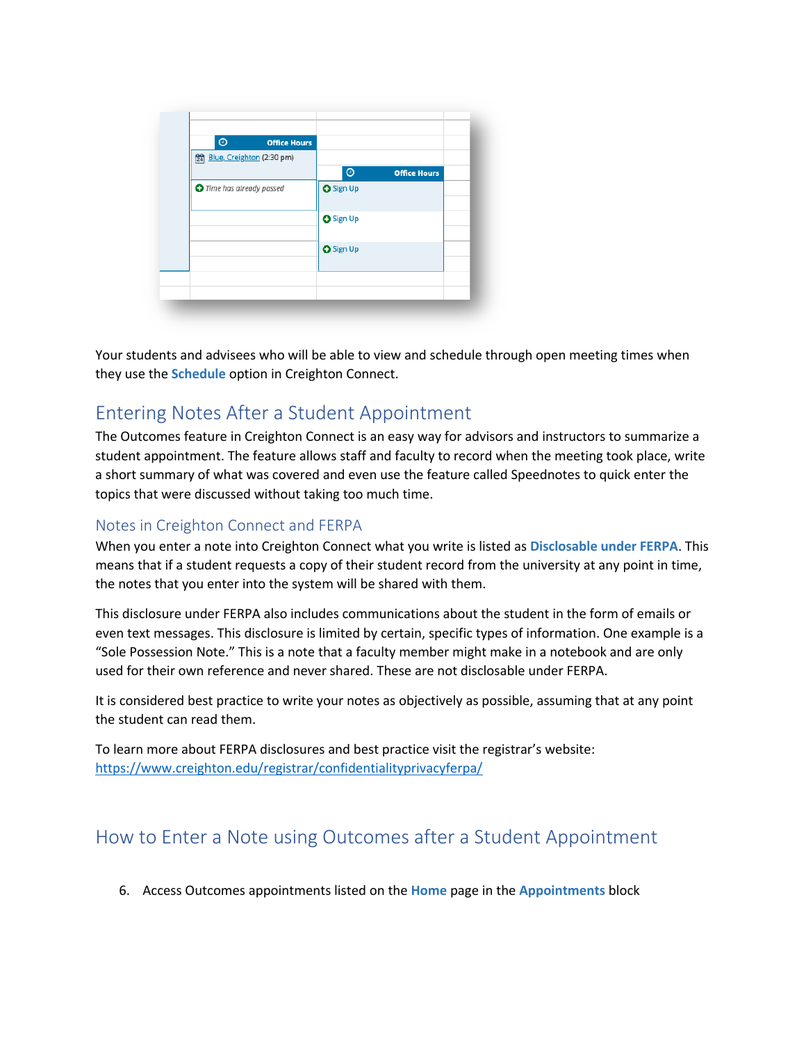Your students and advisees who will be able to view and schedule through open meeting times when they use the **Schedule** option in Creighton Connect.

## Entering Notes After a Student Appointment

The Outcomes feature in Creighton Connect is an easy way for advisors and instructors to summarize a student appointment. The feature allows staff and faculty to record when the meeting took place, write a short summary of what was covered and even use the feature called Speednotes to quick enter the topics that were discussed without taking too much time.

### Notes in Creighton Connect and FERPA

When you enter a note into Creighton Connect what you write is listed as **Disclosable under FERPA**. This means that if a student requests a copy of their student record from the university at any point in time, the notes that you enter into the system will be shared with them.

This disclosure under FERPA also includes communications about the student in the form of emails or even text messages. This disclosure is limited by certain, specific types of information. One example is a "Sole Possession Note." This is a note that a faculty member might make in a notebook and are only used for their own reference and never shared. These are not disclosable under FERPA.

It is considered best practice to write your notes as objectively as possible, assuming that at any point the student can read them.

To learn more about FERPA disclosures and best practice visit the registrar's website: https://www.creighton.edu/registrar/confidentialityprivacyferpa/

## How to Enter a Note using Outcomes after a Student Appointment

6. Access Outcomes appointments listed on the **Home** page in the **Appointments** block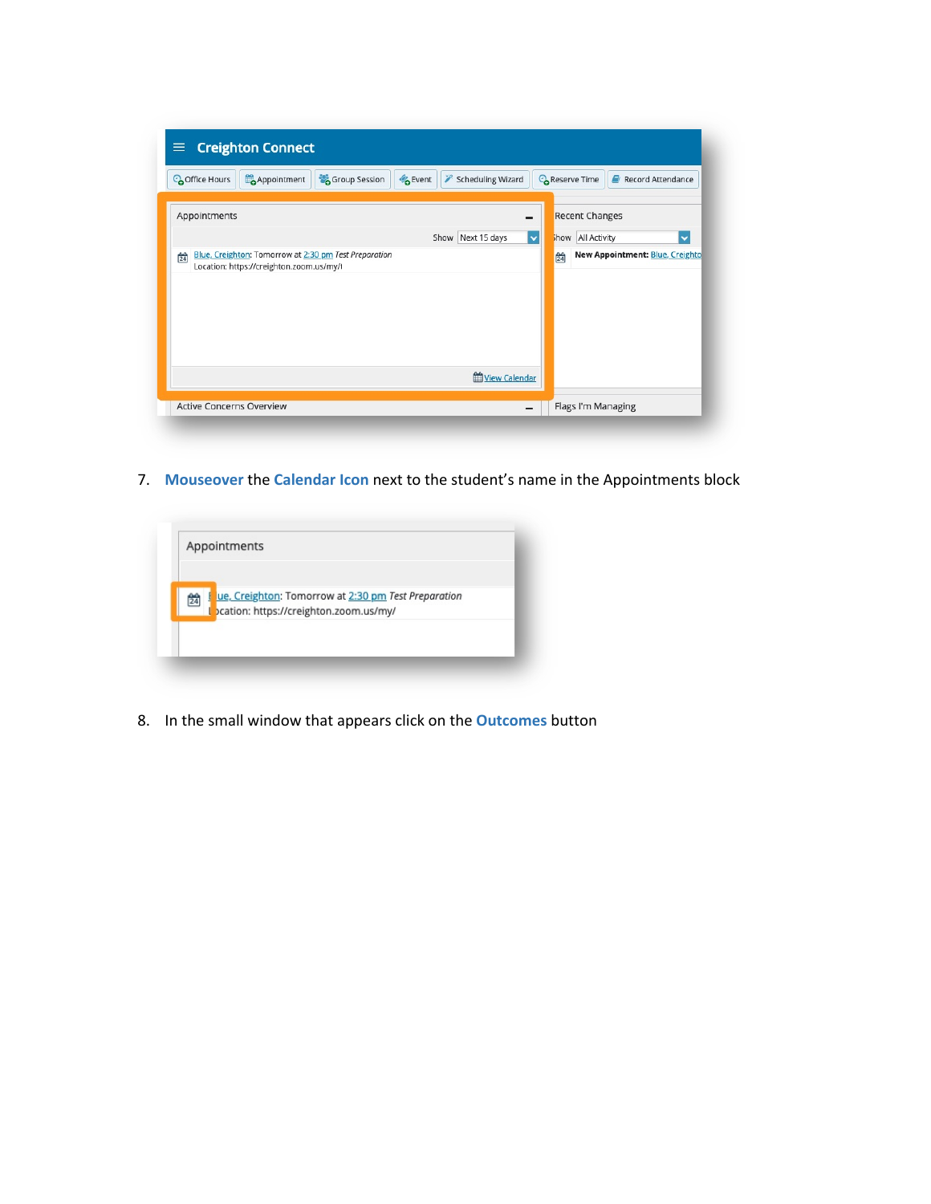7. **Mouseover** the **Calendar Icon** next to the student's name in the Appointments block

8. In the small window that appears click on the **Outcomes** button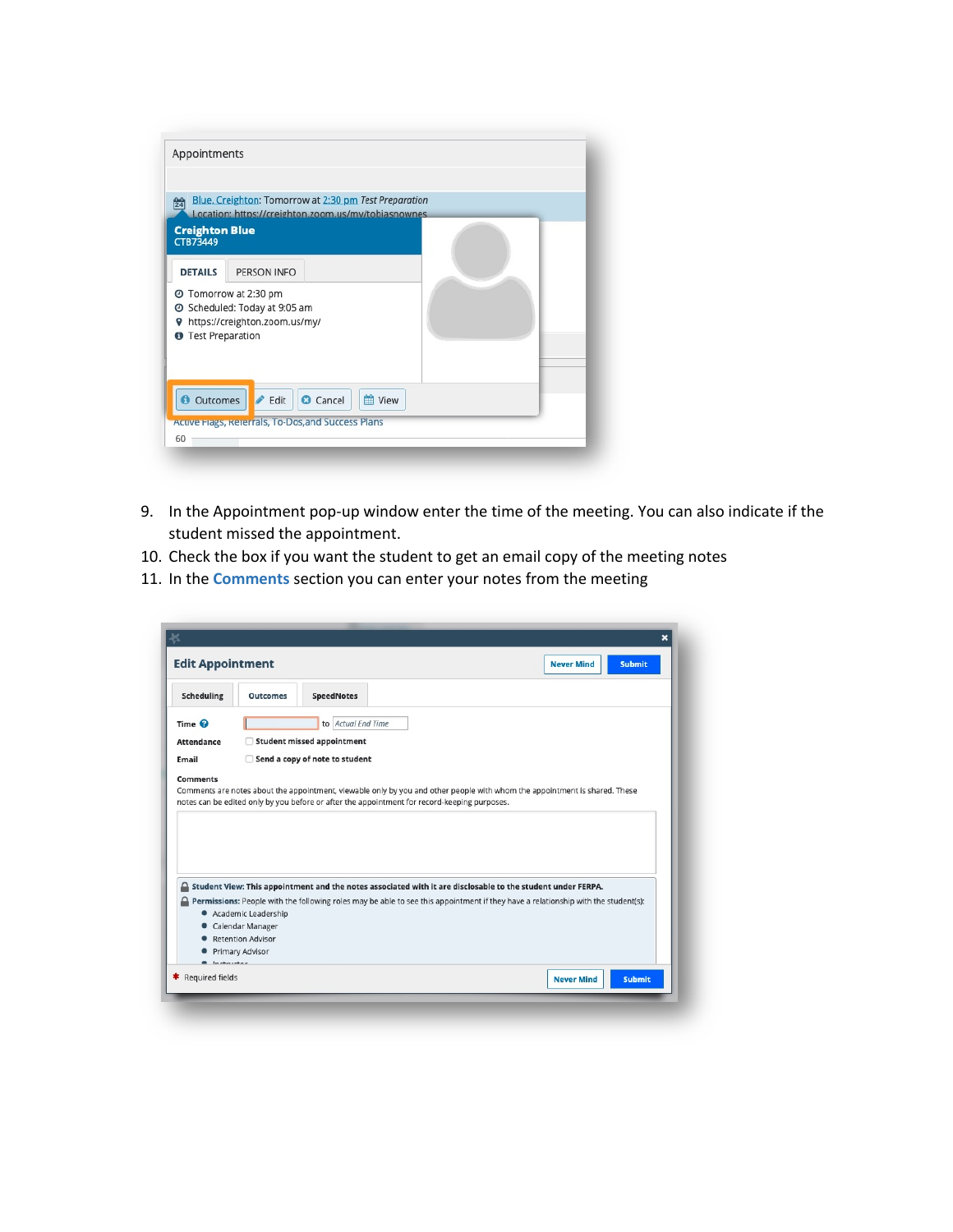9. In the Appointment pop-up window enter the time of the meeting. You can also indicate if the student missed the appointment.
10. Check the box if you want the student to get an email copy of the meeting notes
11. In the **Comments** section you can enter your notes from the meeting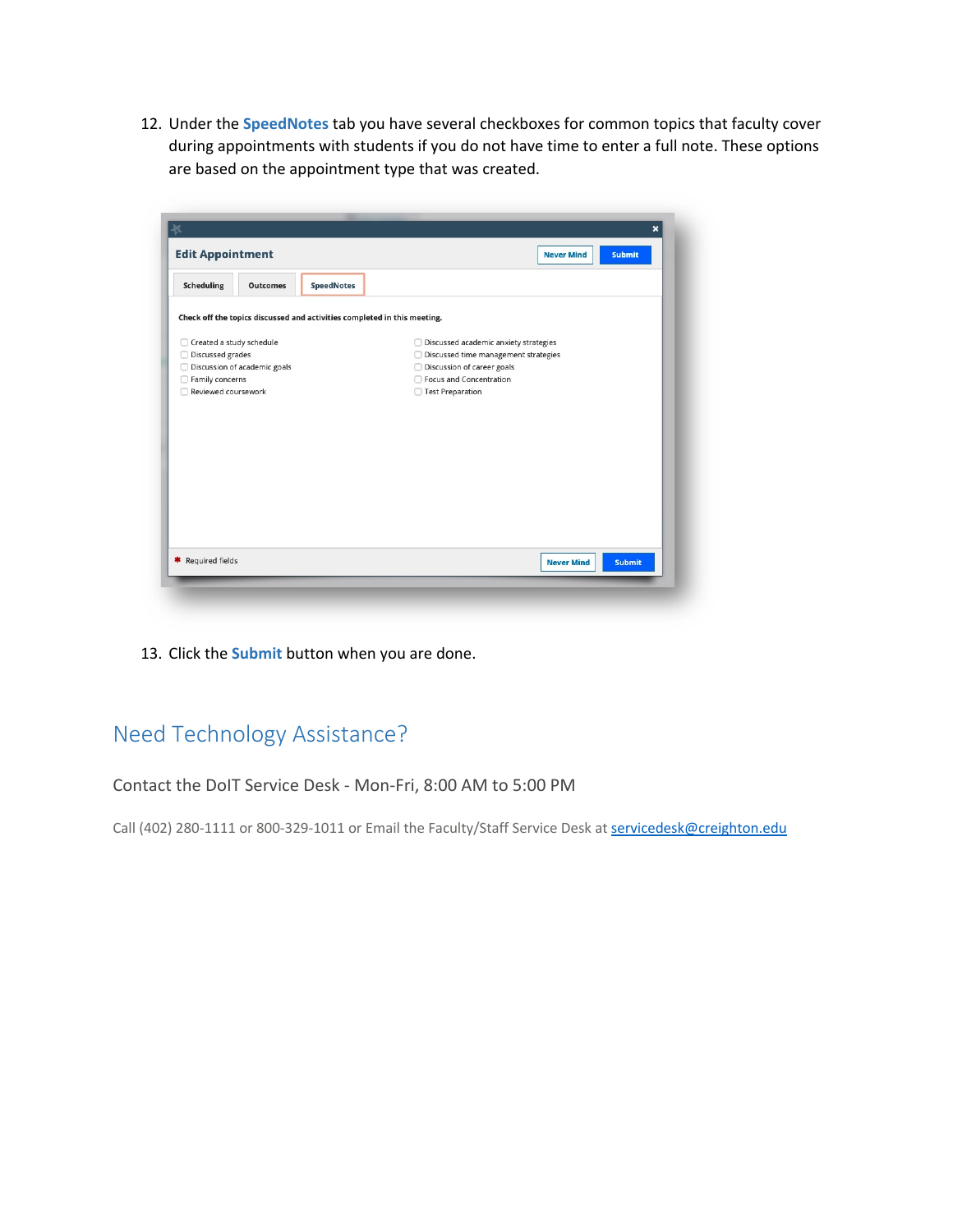12. Under the **SpeedNotes** tab you have several checkboxes for common topics that faculty cover during appointments with students if you do not have time to enter a full note. These options are based on the appointment type that was created.

13. Click the **Submit** button when you are done.

## Need Technology Assistance?

Contact the DoIT Service Desk - Mon-Fri, 8:00 AM to 5:00 PM

Call (402) 280-1111 or 800-329-1011 or Email the Faculty/Staff Service Desk at servicedesk@creighton.edu